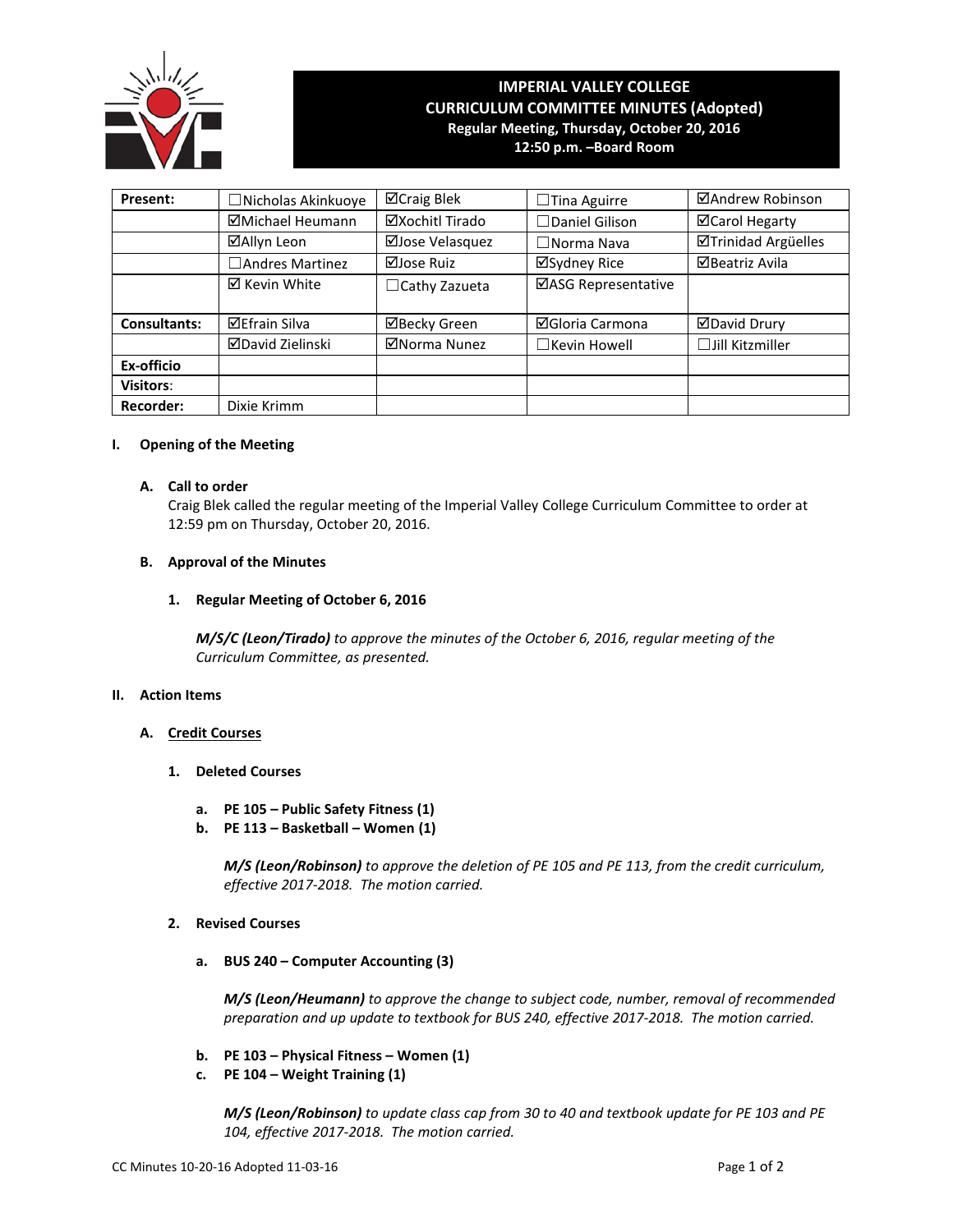# IMPERIAL VALLEY COLLEGE
## CURRICULUM COMMITTEE MINUTES (Adopted)
**Regular Meeting, Thursday, October 20, 2016**
**12:50 p.m. –Board Room**

| **Present:** | ☐Nicholas Akinkuoye | ☑Craig Blek | ☐Tina Aguirre | ☑Andrew Robinson |
|---|---|---|---|---|
| | ☑Michael Heumann | ☑Xochitl Tirado | ☐Daniel Gilison | ☑Carol Hegarty |
| | ☑Allyn Leon | ☑Jose Velasquez | ☐Norma Nava | ☑Trinidad Argüelles |
| | ☐Andres Martinez | ☑Jose Ruiz | ☑Sydney Rice | ☑Beatriz Avila |
| | ☑ Kevin White | ☐Cathy Zazueta | ☑ASG Representative | |
| **Consultants:** | ☑Efrain Silva | ☑Becky Green | ☑Gloria Carmona | ☑David Drury |
| | ☑David Zielinski | ☑Norma Nunez | ☐Kevin Howell | ☐Jill Kitzmiller |
| **Ex-officio** | | | | |
| **Visitors**: | | | | |
| **Recorder:** | Dixie Krimm | | | |

## I. Opening of the Meeting

### A. Call to order

Craig Blek called the regular meeting of the Imperial Valley College Curriculum Committee to order at 12:59 pm on Thursday, October 20, 2016.

### B. Approval of the Minutes

#### 1. Regular Meeting of October 6, 2016

***M/S/C (Leon/Tirado)*** *to approve the minutes of the October 6, 2016, regular meeting of the Curriculum Committee, as presented.*

## II. Action Items

### A. Credit Courses

#### 1. Deleted Courses

**a. PE 105 – Public Safety Fitness (1)**
**b. PE 113 – Basketball – Women (1)**

***M/S (Leon/Robinson)*** *to approve the deletion of PE 105 and PE 113, from the credit curriculum, effective 2017-2018. The motion carried.*

#### 2. Revised Courses

**a. BUS 240 – Computer Accounting (3)**

***M/S (Leon/Heumann)*** *to approve the change to subject code, number, removal of recommended preparation and up update to textbook for BUS 240, effective 2017-2018. The motion carried.*

**b. PE 103 – Physical Fitness – Women (1)**
**c. PE 104 – Weight Training (1)**

***M/S (Leon/Robinson)*** *to update class cap from 30 to 40 and textbook update for PE 103 and PE 104, effective 2017-2018. The motion carried.*

CC Minutes 10-20-16 Adopted 11-03-16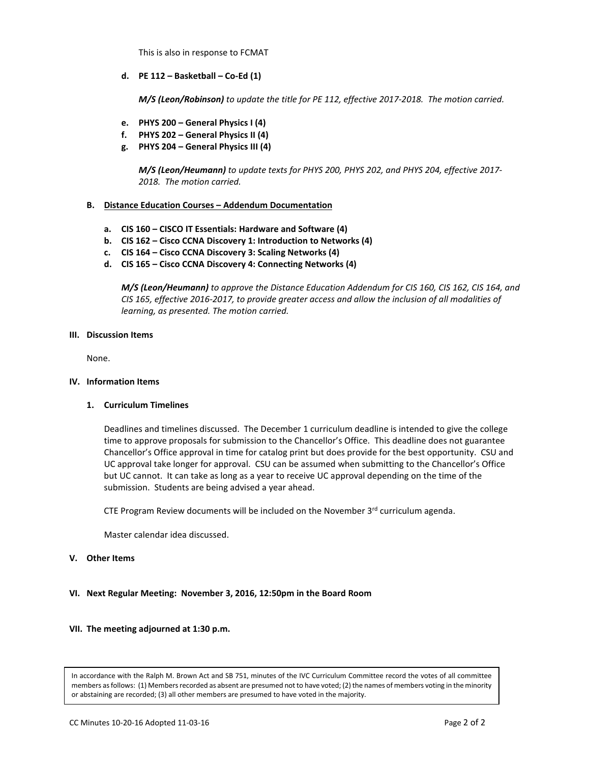This is also in response to FCMAT

**d. PE 112 – Basketball – Co-Ed (1)**

***M/S (Leon/Robinson)*** *to update the title for PE 112, effective 2017-2018. The motion carried.*

**e. PHYS 200 – General Physics I (4)**
**f. PHYS 202 – General Physics II (4)**
**g. PHYS 204 – General Physics III (4)**

***M/S (Leon/Heumann)*** *to update texts for PHYS 200, PHYS 202, and PHYS 204, effective 2017-2018. The motion carried.*

**B. <u>Distance Education Courses – Addendum Documentation</u>**

**a. CIS 160 – CISCO IT Essentials: Hardware and Software (4)**
**b. CIS 162 – Cisco CCNA Discovery 1: Introduction to Networks (4)**
**c. CIS 164 – Cisco CCNA Discovery 3: Scaling Networks (4)**
**d. CIS 165 – Cisco CCNA Discovery 4: Connecting Networks (4)**

***M/S (Leon/Heumann)*** *to approve the Distance Education Addendum for CIS 160, CIS 162, CIS 164, and CIS 165, effective 2016-2017, to provide greater access and allow the inclusion of all modalities of learning, as presented. The motion carried.*

## III. Discussion Items

None.

## IV. Information Items

### 1. Curriculum Timelines

Deadlines and timelines discussed. The December 1 curriculum deadline is intended to give the college time to approve proposals for submission to the Chancellor's Office. This deadline does not guarantee Chancellor's Office approval in time for catalog print but does provide for the best opportunity. CSU and UC approval take longer for approval. CSU can be assumed when submitting to the Chancellor's Office but UC cannot. It can take as long as a year to receive UC approval depending on the time of the submission. Students are being advised a year ahead.

CTE Program Review documents will be included on the November 3rd curriculum agenda.

Master calendar idea discussed.

## V. Other Items

## VI. Next Regular Meeting: November 3, 2016, 12:50pm in the Board Room

## VII. The meeting adjourned at 1:30 p.m.

In accordance with the Ralph M. Brown Act and SB 751, minutes of the IVC Curriculum Committee record the votes of all committee members as follows: (1) Members recorded as absent are presumed not to have voted; (2) the names of members voting in the minority or abstaining are recorded; (3) all other members are presumed to have voted in the majority.

CC Minutes 10-20-16 Adopted 11-03-16